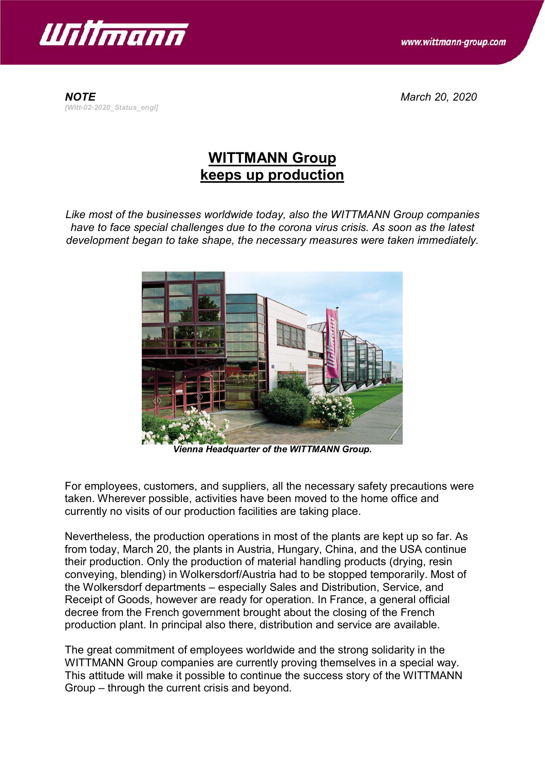***NOTE***
*[Witt-02-2020_Status_engl]*

*March 20, 2020*

# WITTMANN Group keeps up production

*Like most of the businesses worldwide today, also the WITTMANN Group companies have to face special challenges due to the corona virus crisis. As soon as the latest development began to take shape, the necessary measures were taken immediately.*

***Vienna Headquarter of the WITTMANN Group.***

For employees, customers, and suppliers, all the necessary safety precautions were taken. Wherever possible, activities have been moved to the home office and currently no visits of our production facilities are taking place.

Nevertheless, the production operations in most of the plants are kept up so far. As from today, March 20, the plants in Austria, Hungary, China, and the USA continue their production. Only the production of material handling products (drying, resin conveying, blending) in Wolkersdorf/Austria had to be stopped temporarily. Most of the Wolkersdorf departments – especially Sales and Distribution, Service, and Receipt of Goods, however are ready for operation. In France, a general official decree from the French government brought about the closing of the French production plant. In principal also there, distribution and service are available.

The great commitment of employees worldwide and the strong solidarity in the WITTMANN Group companies are currently proving themselves in a special way. This attitude will make it possible to continue the success story of the WITTMANN Group – through the current crisis and beyond.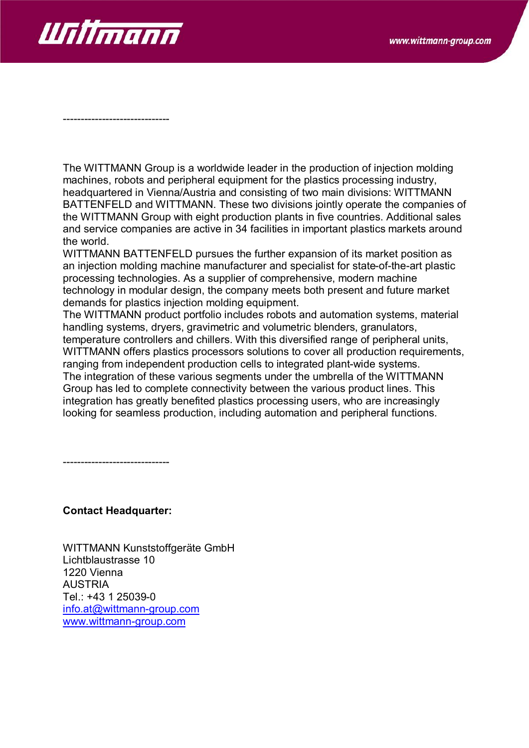------------------------------

The WITTMANN Group is a worldwide leader in the production of injection molding machines, robots and peripheral equipment for the plastics processing industry, headquartered in Vienna/Austria and consisting of two main divisions: WITTMANN BATTENFELD and WITTMANN. These two divisions jointly operate the companies of the WITTMANN Group with eight production plants in five countries. Additional sales and service companies are active in 34 facilities in important plastics markets around the world.
WITTMANN BATTENFELD pursues the further expansion of its market position as an injection molding machine manufacturer and specialist for state-of-the-art plastic processing technologies. As a supplier of comprehensive, modern machine technology in modular design, the company meets both present and future market demands for plastics injection molding equipment.
The WITTMANN product portfolio includes robots and automation systems, material handling systems, dryers, gravimetric and volumetric blenders, granulators, temperature controllers and chillers. With this diversified range of peripheral units, WITTMANN offers plastics processors solutions to cover all production requirements, ranging from independent production cells to integrated plant-wide systems.
The integration of these various segments under the umbrella of the WITTMANN Group has led to complete connectivity between the various product lines. This integration has greatly benefited plastics processing users, who are increasingly looking for seamless production, including automation and peripheral functions.

------------------------------

**Contact Headquarter:**

WITTMANN Kunststoffgeräte GmbH
Lichtblaustrasse 10
1220 Vienna
AUSTRIA
Tel.: +43 1 25039-0
info.at@wittmann-group.com
www.wittmann-group.com